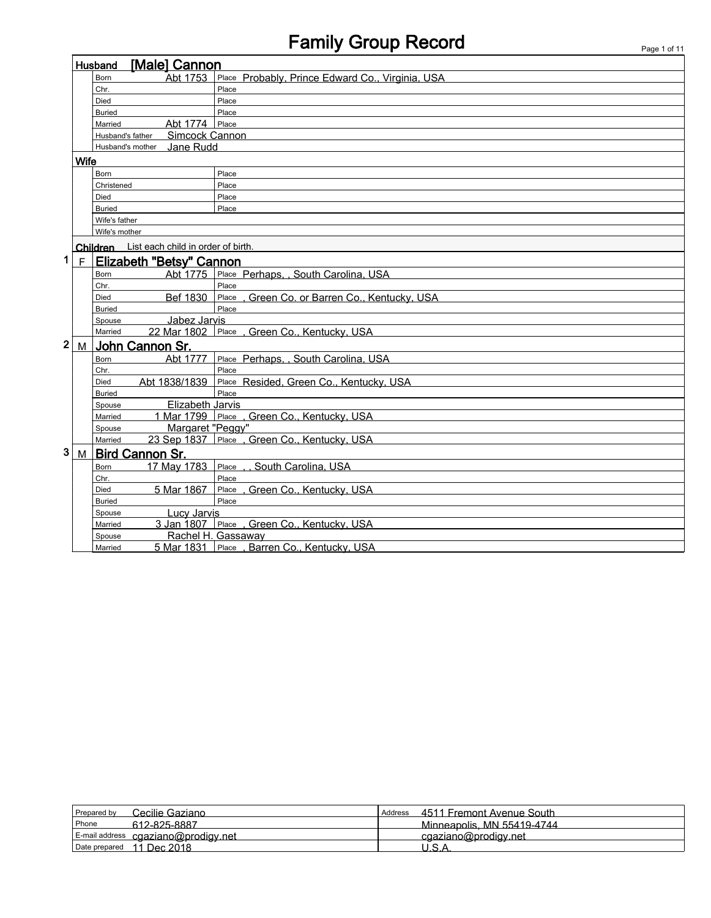# Family Group Record

## Husband [Male] Cannon

| | | |
|---|---|---|
| Born | Abt 1753 | Place Probably, Prince Edward Co., Virginia, USA |
| Chr. | | Place |
| Died | | Place |
| Buried | | Place |
| Married | Abt 1774 | Place |
| Husband's father | Simcock Cannon | |
| Husband's mother | Jane Rudd | |

## Wife

| | | |
|---|---|---|
| Born | | Place |
| Christened | | Place |
| Died | | Place |
| Buried | | Place |
| Wife's father | | |
| Wife's mother | | |

## Children

List each child in order of birth.

### 1 F Elizabeth "Betsy" Cannon

| | | |
|---|---|---|
| Born | Abt 1775 | Place Perhaps, , South Carolina, USA |
| Chr. | | Place |
| Died | Bef 1830 | Place , Green Co. or Barren Co., Kentucky, USA |
| Buried | | Place |
| Spouse | Jabez Jarvis | |
| Married | 22 Mar 1802 | Place , Green Co., Kentucky, USA |

### 2 M John Cannon Sr.

| | | |
|---|---|---|
| Born | Abt 1777 | Place Perhaps, , South Carolina, USA |
| Chr. | | Place |
| Died | Abt 1838/1839 | Place Resided, Green Co., Kentucky, USA |
| Buried | | Place |
| Spouse | Elizabeth Jarvis | |
| Married | 1 Mar 1799 | Place , Green Co., Kentucky, USA |
| Spouse | Margaret "Peggy" | |
| Married | 23 Sep 1837 | Place , Green Co., Kentucky, USA |

### 3 M Bird Cannon Sr.

| | | |
|---|---|---|
| Born | 17 May 1783 | Place , , South Carolina, USA |
| Chr. | | Place |
| Died | 5 Mar 1867 | Place , Green Co., Kentucky, USA |
| Buried | | Place |
| Spouse | Lucy Jarvis | |
| Married | 3 Jan 1807 | Place , Green Co., Kentucky, USA |
| Spouse | Rachel H. Gassaway | |
| Married | 5 Mar 1831 | Place , Barren Co., Kentucky, USA |

| | | | |
|---|---|---|---|
| Prepared by | Cecilie Gaziano | Address | 4511 Fremont Avenue South |
| Phone | 612-825-8887 | | Minneapolis, MN 55419-4744 |
| E-mail address | cgaziano@prodigy.net | | cgaziano@prodigy.net |
| Date prepared | 11 Dec 2018 | | U.S.A. |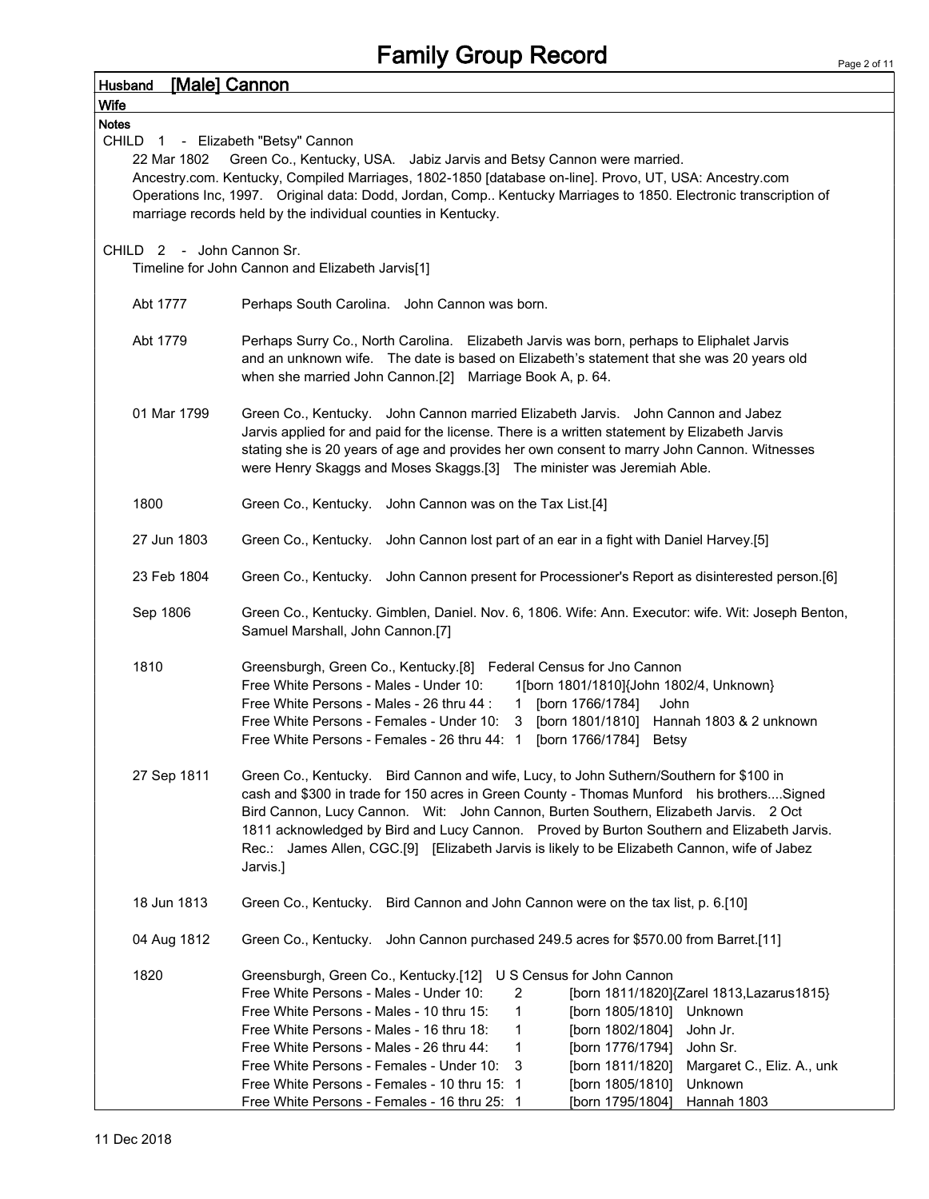# Family Group Record

**Husband** [Male] Cannon

**Wife**

**Notes**

CHILD 1 - Elizabeth "Betsy" Cannon

22 Mar 1802 Green Co., Kentucky, USA. Jabiz Jarvis and Betsy Cannon were married. Ancestry.com. Kentucky, Compiled Marriages, 1802-1850 [database on-line]. Provo, UT, USA: Ancestry.com Operations Inc, 1997. Original data: Dodd, Jordan, Comp.. Kentucky Marriages to 1850. Electronic transcription of marriage records held by the individual counties in Kentucky.

CHILD 2 - John Cannon Sr.

Timeline for John Cannon and Elizabeth Jarvis[1]

| | |
|---|---|
| Abt 1777 | Perhaps South Carolina. John Cannon was born. |
| Abt 1779 | Perhaps Surry Co., North Carolina. Elizabeth Jarvis was born, perhaps to Eliphalet Jarvis and an unknown wife. The date is based on Elizabeth's statement that she was 20 years old when she married John Cannon.[2] Marriage Book A, p. 64. |
| 01 Mar 1799 | Green Co., Kentucky. John Cannon married Elizabeth Jarvis. John Cannon and Jabez Jarvis applied for and paid for the license. There is a written statement by Elizabeth Jarvis stating she is 20 years of age and provides her own consent to marry John Cannon. Witnesses were Henry Skaggs and Moses Skaggs.[3] The minister was Jeremiah Able. |
| 1800 | Green Co., Kentucky. John Cannon was on the Tax List.[4] |
| 27 Jun 1803 | Green Co., Kentucky. John Cannon lost part of an ear in a fight with Daniel Harvey.[5] |
| 23 Feb 1804 | Green Co., Kentucky. John Cannon present for Processioner's Report as disinterested person.[6] |
| Sep 1806 | Green Co., Kentucky. Gimblen, Daniel. Nov. 6, 1806. Wife: Ann. Executor: wife. Wit: Joseph Benton, Samuel Marshall, John Cannon.[7] |
| 1810 | Greensburgh, Green Co., Kentucky.[8] Federal Census for Jno Cannon<br>Free White Persons - Males - Under 10: 1[born 1801/1810]{John 1802/4, Unknown}<br>Free White Persons - Males - 26 thru 44 : 1 [born 1766/1784] John<br>Free White Persons - Females - Under 10: 3 [born 1801/1810] Hannah 1803 & 2 unknown<br>Free White Persons - Females - 26 thru 44: 1 [born 1766/1784] Betsy |
| 27 Sep 1811 | Green Co., Kentucky. Bird Cannon and wife, Lucy, to John Suthern/Southern for $100 in cash and $300 in trade for 150 acres in Green County - Thomas Munford his brothers....Signed Bird Cannon, Lucy Cannon. Wit: John Cannon, Burten Southern, Elizabeth Jarvis. 2 Oct 1811 acknowledged by Bird and Lucy Cannon. Proved by Burton Southern and Elizabeth Jarvis. Rec.: James Allen, CGC.[9] [Elizabeth Jarvis is likely to be Elizabeth Cannon, wife of Jabez Jarvis.] |
| 18 Jun 1813 | Green Co., Kentucky. Bird Cannon and John Cannon were on the tax list, p. 6.[10] |
| 04 Aug 1812 | Green Co., Kentucky. John Cannon purchased 249.5 acres for $570.00 from Barret.[11] |
| 1820 | Greensburgh, Green Co., Kentucky.[12] U S Census for John Cannon<br>Free White Persons - Males - Under 10: 2 [born 1811/1820]{Zarel 1813,Lazarus1815}<br>Free White Persons - Males - 10 thru 15: 1 [born 1805/1810] Unknown<br>Free White Persons - Males - 16 thru 18: 1 [born 1802/1804] John Jr.<br>Free White Persons - Males - 26 thru 44: 1 [born 1776/1794] John Sr.<br>Free White Persons - Females - Under 10: 3 [born 1811/1820] Margaret C., Eliz. A., unk<br>Free White Persons - Females - 10 thru 15: 1 [born 1805/1810] Unknown<br>Free White Persons - Females - 16 thru 25: 1 [born 1795/1804] Hannah 1803 |

11 Dec 2018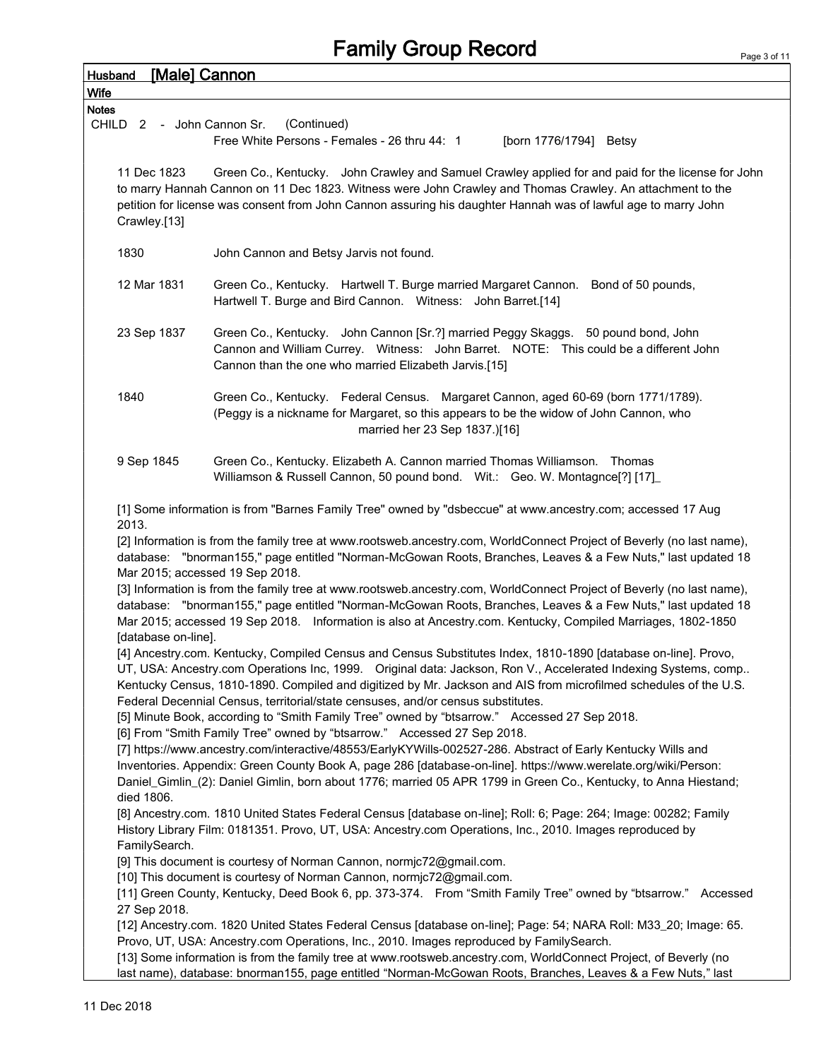# Family Group Record

**Husband** [Male] Cannon

**Wife**

**Notes**

CHILD 2 - John Cannon Sr. (Continued)

Free White Persons - Females - 26 thru 44: 1 [born 1776/1794] Betsy

11 Dec 1823 Green Co., Kentucky. John Crawley and Samuel Crawley applied for and paid for the license for John to marry Hannah Cannon on 11 Dec 1823. Witness were John Crawley and Thomas Crawley. An attachment to the petition for license was consent from John Cannon assuring his daughter Hannah was of lawful age to marry John Crawley.[13]

1830 John Cannon and Betsy Jarvis not found.

12 Mar 1831 Green Co., Kentucky. Hartwell T. Burge married Margaret Cannon. Bond of 50 pounds, Hartwell T. Burge and Bird Cannon. Witness: John Barret.[14]

23 Sep 1837 Green Co., Kentucky. John Cannon [Sr.?] married Peggy Skaggs. 50 pound bond, John Cannon and William Currey. Witness: John Barret. NOTE: This could be a different John Cannon than the one who married Elizabeth Jarvis.[15]

1840 Green Co., Kentucky. Federal Census. Margaret Cannon, aged 60-69 (born 1771/1789). (Peggy is a nickname for Margaret, so this appears to be the widow of John Cannon, who married her 23 Sep 1837.)[16]

9 Sep 1845 Green Co., Kentucky. Elizabeth A. Cannon married Thomas Williamson. Thomas Williamson & Russell Cannon, 50 pound bond. Wit.: Geo. W. Montagnce[?] [17]_

[1] Some information is from "Barnes Family Tree" owned by "dsbeccue" at www.ancestry.com; accessed 17 Aug 2013.

[2] Information is from the family tree at www.rootsweb.ancestry.com, WorldConnect Project of Beverly (no last name), database: "bnorman155," page entitled "Norman-McGowan Roots, Branches, Leaves & a Few Nuts," last updated 18 Mar 2015; accessed 19 Sep 2018.

[3] Information is from the family tree at www.rootsweb.ancestry.com, WorldConnect Project of Beverly (no last name), database: "bnorman155," page entitled "Norman-McGowan Roots, Branches, Leaves & a Few Nuts," last updated 18 Mar 2015; accessed 19 Sep 2018. Information is also at Ancestry.com. Kentucky, Compiled Marriages, 1802-1850 [database on-line].

[4] Ancestry.com. Kentucky, Compiled Census and Census Substitutes Index, 1810-1890 [database on-line]. Provo, UT, USA: Ancestry.com Operations Inc, 1999. Original data: Jackson, Ron V., Accelerated Indexing Systems, comp.. Kentucky Census, 1810-1890. Compiled and digitized by Mr. Jackson and AIS from microfilmed schedules of the U.S. Federal Decennial Census, territorial/state censuses, and/or census substitutes.

[5] Minute Book, according to "Smith Family Tree" owned by "btsarrow." Accessed 27 Sep 2018.

[6] From "Smith Family Tree" owned by "btsarrow." Accessed 27 Sep 2018.

[7] https://www.ancestry.com/interactive/48553/EarlyKYWills-002527-286. Abstract of Early Kentucky Wills and Inventories. Appendix: Green County Book A, page 286 [database-on-line]. https://www.werelate.org/wiki/Person: Daniel_Gimlin_(2): Daniel Gimlin, born about 1776; married 05 APR 1799 in Green Co., Kentucky, to Anna Hiestand; died 1806.

[8] Ancestry.com. 1810 United States Federal Census [database on-line]; Roll: 6; Page: 264; Image: 00282; Family History Library Film: 0181351. Provo, UT, USA: Ancestry.com Operations, Inc., 2010. Images reproduced by FamilySearch.

[9] This document is courtesy of Norman Cannon, normjc72@gmail.com.

[10] This document is courtesy of Norman Cannon, normjc72@gmail.com.

[11] Green County, Kentucky, Deed Book 6, pp. 373-374. From "Smith Family Tree" owned by "btsarrow." Accessed 27 Sep 2018.

[12] Ancestry.com. 1820 United States Federal Census [database on-line]; Page: 54; NARA Roll: M33_20; Image: 65. Provo, UT, USA: Ancestry.com Operations, Inc., 2010. Images reproduced by FamilySearch.

[13] Some information is from the family tree at www.rootsweb.ancestry.com, WorldConnect Project, of Beverly (no last name), database: bnorman155, page entitled "Norman-McGowan Roots, Branches, Leaves & a Few Nuts," last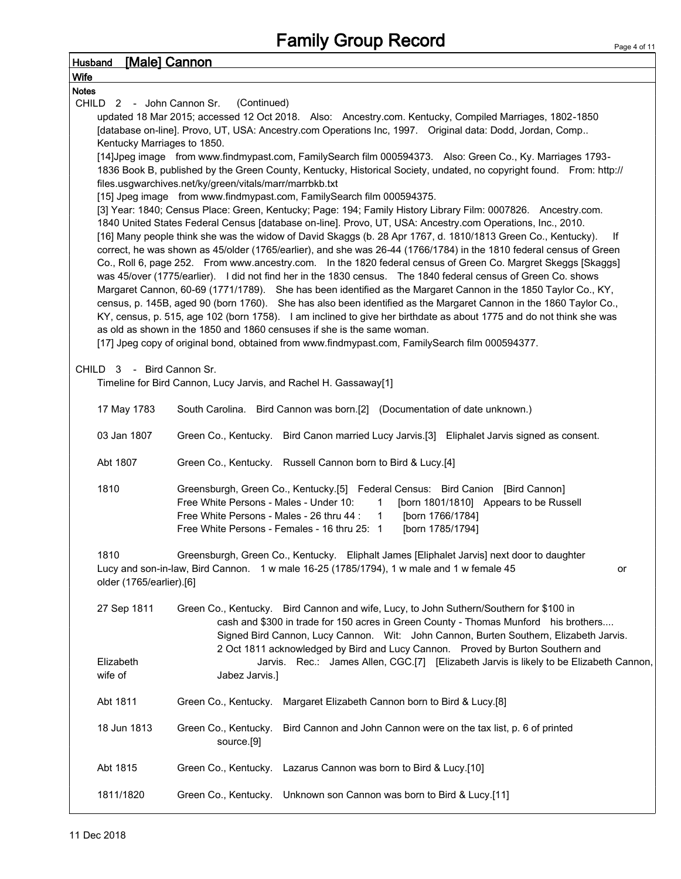# Family Group Record

**Husband** [Male] Cannon

**Wife**

**Notes**

CHILD 2 - John Cannon Sr. (Continued)

updated 18 Mar 2015; accessed 12 Oct 2018. Also: Ancestry.com. Kentucky, Compiled Marriages, 1802-1850 [database on-line]. Provo, UT, USA: Ancestry.com Operations Inc, 1997. Original data: Dodd, Jordan, Comp.. Kentucky Marriages to 1850.

[14]Jpeg image from www.findmypast.com, FamilySearch film 000594373. Also: Green Co., Ky. Marriages 1793-1836 Book B, published by the Green County, Kentucky, Historical Society, undated, no copyright found. From: http://files.usgwarchives.net/ky/green/vitals/marr/marrbkb.txt

[15] Jpeg image from www.findmypast.com, FamilySearch film 000594375.

[3] Year: 1840; Census Place: Green, Kentucky; Page: 194; Family History Library Film: 0007826. Ancestry.com. 1840 United States Federal Census [database on-line]. Provo, UT, USA: Ancestry.com Operations, Inc., 2010.

[16] Many people think she was the widow of David Skaggs (b. 28 Apr 1767, d. 1810/1813 Green Co., Kentucky). If correct, he was shown as 45/older (1765/earlier), and she was 26-44 (1766/1784) in the 1810 federal census of Green Co., Roll 6, page 252. From www.ancestry.com. In the 1820 federal census of Green Co. Margret Skeggs [Skaggs] was 45/over (1775/earlier). I did not find her in the 1830 census. The 1840 federal census of Green Co. shows Margaret Cannon, 60-69 (1771/1789). She has been identified as the Margaret Cannon in the 1850 Taylor Co., KY, census, p. 145B, aged 90 (born 1760). She has also been identified as the Margaret Cannon in the 1860 Taylor Co., KY, census, p. 515, age 102 (born 1758). I am inclined to give her birthdate as about 1775 and do not think she was as old as shown in the 1850 and 1860 censuses if she is the same woman.

[17] Jpeg copy of original bond, obtained from www.findmypast.com, FamilySearch film 000594377.

CHILD 3 - Bird Cannon Sr.

Timeline for Bird Cannon, Lucy Jarvis, and Rachel H. Gassaway[1]

17 May 1783 South Carolina. Bird Cannon was born.[2] (Documentation of date unknown.)

03 Jan 1807 Green Co., Kentucky. Bird Canon married Lucy Jarvis.[3] Eliphalet Jarvis signed as consent.

Abt 1807 Green Co., Kentucky. Russell Cannon born to Bird & Lucy.[4]

1810 Greensburgh, Green Co., Kentucky.[5] Federal Census: Bird Canion [Bird Cannon]
Free White Persons - Males - Under 10: 1 [born 1801/1810] Appears to be Russell
Free White Persons - Males - 26 thru 44 : 1 [born 1766/1784]
Free White Persons - Females - 16 thru 25: 1 [born 1785/1794]

1810 Greensburgh, Green Co., Kentucky. Eliphalt James [Eliphalet Jarvis] next door to daughter Lucy and son-in-law, Bird Cannon. 1 w male 16-25 (1785/1794), 1 w male and 1 w female 45 or older (1765/earlier).[6]

27 Sep 1811 Green Co., Kentucky. Bird Cannon and wife, Lucy, to John Suthern/Southern for $100 in cash and $300 in trade for 150 acres in Green County - Thomas Munford his brothers.... Signed Bird Cannon, Lucy Cannon. Wit: John Cannon, Burten Southern, Elizabeth Jarvis. 2 Oct 1811 acknowledged by Bird and Lucy Cannon. Proved by Burton Southern and Elizabeth Jarvis. Rec.: James Allen, CGC.[7] [Elizabeth Jarvis is likely to be Elizabeth Cannon, wife of Jabez Jarvis.]

Abt 1811 Green Co., Kentucky. Margaret Elizabeth Cannon born to Bird & Lucy.[8]

18 Jun 1813 Green Co., Kentucky. Bird Cannon and John Cannon were on the tax list, p. 6 of printed source.[9]

Abt 1815 Green Co., Kentucky. Lazarus Cannon was born to Bird & Lucy.[10]

1811/1820 Green Co., Kentucky. Unknown son Cannon was born to Bird & Lucy.[11]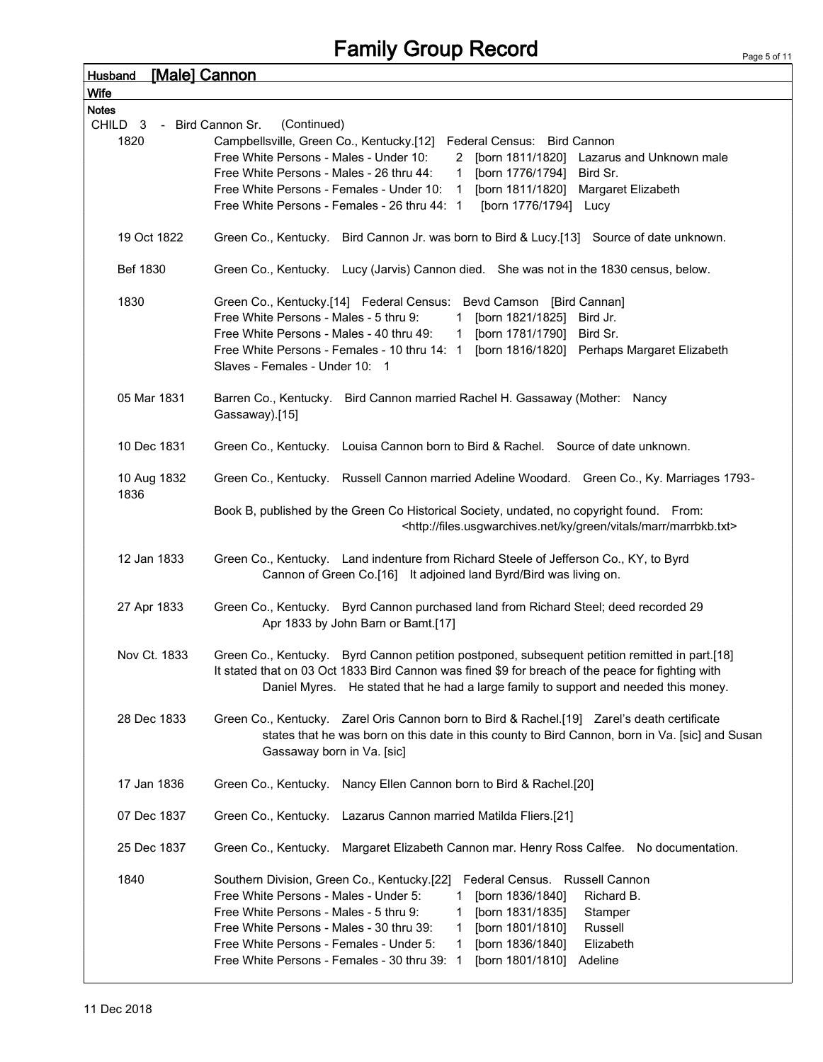# Family Group Record

**Husband** [Male] Cannon

**Wife**

**Notes**

CHILD 3 - Bird Cannon Sr. (Continued)

**1820** Campbellsville, Green Co., Kentucky.[12] Federal Census: Bird Cannon
Free White Persons - Males - Under 10: 2 [born 1811/1820] Lazarus and Unknown male
Free White Persons - Males - 26 thru 44: 1 [born 1776/1794] Bird Sr.
Free White Persons - Females - Under 10: 1 [born 1811/1820] Margaret Elizabeth
Free White Persons - Females - 26 thru 44: 1 [born 1776/1794] Lucy

**19 Oct 1822** Green Co., Kentucky. Bird Cannon Jr. was born to Bird & Lucy.[13] Source of date unknown.

**Bef 1830** Green Co., Kentucky. Lucy (Jarvis) Cannon died. She was not in the 1830 census, below.

**1830** Green Co., Kentucky.[14] Federal Census: Bevd Camson [Bird Cannan]
Free White Persons - Males - 5 thru 9: 1 [born 1821/1825] Bird Jr.
Free White Persons - Males - 40 thru 49: 1 [born 1781/1790] Bird Sr.
Free White Persons - Females - 10 thru 14: 1 [born 1816/1820] Perhaps Margaret Elizabeth
Slaves - Females - Under 10: 1

**05 Mar 1831** Barren Co., Kentucky. Bird Cannon married Rachel H. Gassaway (Mother: Nancy Gassaway).[15]

**10 Dec 1831** Green Co., Kentucky. Louisa Cannon born to Bird & Rachel. Source of date unknown.

**10 Aug 1832** Green Co., Kentucky. Russell Cannon married Adeline Woodard. Green Co., Ky. Marriages 1793-1836 Book B, published by the Green Co Historical Society, undated, no copyright found. From: <http://files.usgwarchives.net/ky/green/vitals/marr/marrbkb.txt>

**12 Jan 1833** Green Co., Kentucky. Land indenture from Richard Steele of Jefferson Co., KY, to Byrd Cannon of Green Co.[16] It adjoined land Byrd/Bird was living on.

**27 Apr 1833** Green Co., Kentucky. Byrd Cannon purchased land from Richard Steel; deed recorded 29 Apr 1833 by John Barn or Bamt.[17]

**Nov Ct. 1833** Green Co., Kentucky. Byrd Cannon petition postponed, subsequent petition remitted in part.[18] It stated that on 03 Oct 1833 Bird Cannon was fined $9 for breach of the peace for fighting with Daniel Myres. He stated that he had a large family to support and needed this money.

**28 Dec 1833** Green Co., Kentucky. Zarel Oris Cannon born to Bird & Rachel.[19] Zarel's death certificate states that he was born on this date in this county to Bird Cannon, born in Va. [sic] and Susan Gassaway born in Va. [sic]

**17 Jan 1836** Green Co., Kentucky. Nancy Ellen Cannon born to Bird & Rachel.[20]

**07 Dec 1837** Green Co., Kentucky. Lazarus Cannon married Matilda Fliers.[21]

**25 Dec 1837** Green Co., Kentucky. Margaret Elizabeth Cannon mar. Henry Ross Calfee. No documentation.

**1840** Southern Division, Green Co., Kentucky.[22] Federal Census. Russell Cannon
Free White Persons - Males - Under 5: 1 [born 1836/1840] Richard B.
Free White Persons - Males - 5 thru 9: 1 [born 1831/1835] Stamper
Free White Persons - Males - 30 thru 39: 1 [born 1801/1810] Russell
Free White Persons - Females - Under 5: 1 [born 1836/1840] Elizabeth
Free White Persons - Females - 30 thru 39: 1 [born 1801/1810] Adeline

11 Dec 2018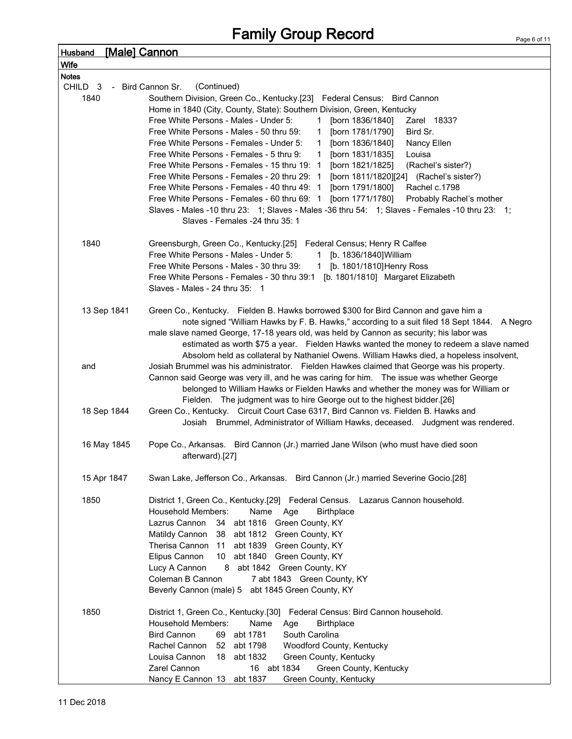# Family Group Record

**Husband** [Male] Cannon

**Wife**

**Notes**

CHILD 3 - Bird Cannon Sr. (Continued)

1840 — Southern Division, Green Co., Kentucky.[23] Federal Census: Bird Cannon
Home in 1840 (City, County, State): Southern Division, Green, Kentucky
Free White Persons - Males - Under 5: 1 [born 1836/1840] Zarel 1833?
Free White Persons - Males - 50 thru 59: 1 [born 1781/1790] Bird Sr.
Free White Persons - Females - Under 5: 1 [born 1836/1840] Nancy Ellen
Free White Persons - Females - 5 thru 9: 1 [born 1831/1835] Louisa
Free White Persons - Females - 15 thru 19: 1 [born 1821/1825] (Rachel's sister?)
Free White Persons - Females - 20 thru 29: 1 [born 1811/1820][24] (Rachel's sister?)
Free White Persons - Females - 40 thru 49: 1 [born 1791/1800] Rachel c.1798
Free White Persons - Females - 60 thru 69: 1 [born 1771/1780] Probably Rachel's mother
Slaves - Males -10 thru 23: 1; Slaves - Males -36 thru 54: 1; Slaves - Females -10 thru 23: 1;
Slaves - Females -24 thru 35: 1

1840 — Greensburgh, Green Co., Kentucky.[25] Federal Census; Henry R Calfee
Free White Persons - Males - Under 5: 1 [b. 1836/1840]William
Free White Persons - Males - 30 thru 39: 1 [b. 1801/1810]Henry Ross
Free White Persons - Females - 30 thru 39:1 [b. 1801/1810] Margaret Elizabeth
Slaves - Males - 24 thru 35: 1

13 Sep 1841 and 18 Sep 1844 — Green Co., Kentucky. Fielden B. Hawks borrowed $300 for Bird Cannon and gave him a note signed "William Hawks by F. B. Hawks," according to a suit filed 18 Sept 1844. A Negro male slave named George, 17-18 years old, was held by Cannon as security; his labor was estimated as worth $75 a year. Fielden Hawks wanted the money to redeem a slave named Absolom held as collateral by Nathaniel Owens. William Hawks died, a hopeless insolvent, Josiah Brummel was his administrator. Fielden Hawkes claimed that George was his property. Cannon said George was very ill, and he was caring for him. The issue was whether George belonged to William Hawks or Fielden Hawks and whether the money was for William or Fielden. The judgment was to hire George out to the highest bidder.[26]

18 Sep 1844 — Green Co., Kentucky. Circuit Court Case 6317, Bird Cannon vs. Fielden B. Hawks and Josiah Brummel, Administrator of William Hawks, deceased. Judgment was rendered.

16 May 1845 — Pope Co., Arkansas. Bird Cannon (Jr.) married Jane Wilson (who must have died soon afterward).[27]

15 Apr 1847 — Swan Lake, Jefferson Co., Arkansas. Bird Cannon (Jr.) married Severine Gocio.[28]

1850 — District 1, Green Co., Kentucky.[29] Federal Census. Lazarus Cannon household.

| Household Members: Name | Age | | Birthplace |
|---|---|---|---|
| Lazrus Cannon | 34 | abt 1816 | Green County, KY |
| Matildy Cannon | 38 | abt 1812 | Green County, KY |
| Therisa Cannon | 11 | abt 1839 | Green County, KY |
| Elipus Cannon | 10 | abt 1840 | Green County, KY |
| Lucy A Cannon | 8 | abt 1842 | Green County, KY |
| Coleman B Cannon | 7 | abt 1843 | Green County, KY |
| Beverly Cannon (male) | 5 | abt 1845 | Green County, KY |

1850 — District 1, Green Co., Kentucky.[30] Federal Census: Bird Cannon household.

| Household Members: Name | Age | | Birthplace |
|---|---|---|---|
| Bird Cannon | 69 | abt 1781 | South Carolina |
| Rachel Cannon | 52 | abt 1798 | Woodford County, Kentucky |
| Louisa Cannon | 18 | abt 1832 | Green County, Kentucky |
| Zarel Cannon | 16 | abt 1834 | Green County, Kentucky |
| Nancy E Cannon | 13 | abt 1837 | Green County, Kentucky |

11 Dec 2018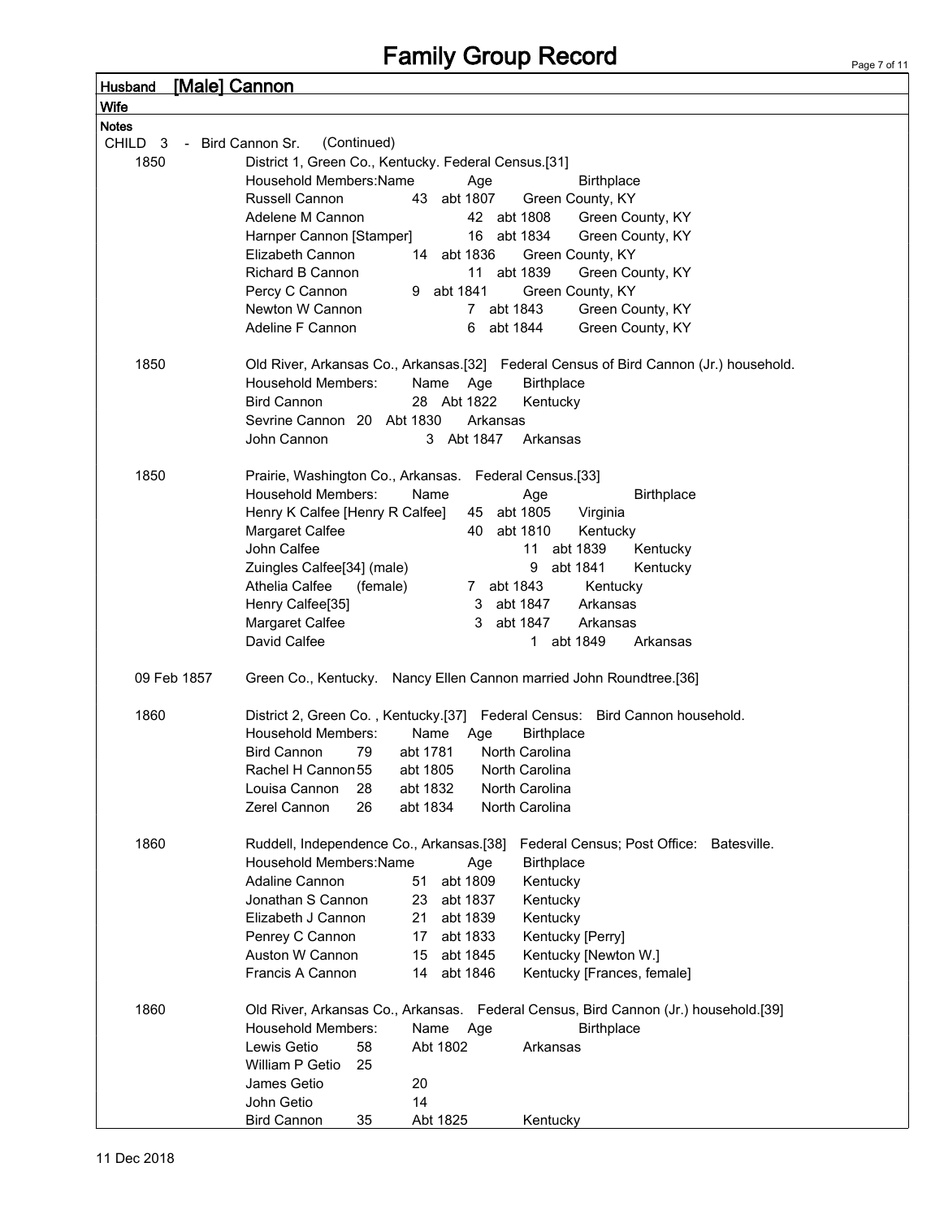# Family Group Record

**Husband** [Male] Cannon

**Wife**

**Notes**

CHILD 3 - Bird Cannon Sr. (Continued)

**1850** District 1, Green Co., Kentucky. Federal Census.[31]

| Household Members:Name | Age | | Birthplace |
|---|---|---|---|
| Russell Cannon | 43 | abt 1807 | Green County, KY |
| Adelene M Cannon | 42 | abt 1808 | Green County, KY |
| Harnper Cannon [Stamper] | 16 | abt 1834 | Green County, KY |
| Elizabeth Cannon | 14 | abt 1836 | Green County, KY |
| Richard B Cannon | 11 | abt 1839 | Green County, KY |
| Percy C Cannon | 9 | abt 1841 | Green County, KY |
| Newton W Cannon | 7 | abt 1843 | Green County, KY |
| Adeline F Cannon | 6 | abt 1844 | Green County, KY |

**1850** Old River, Arkansas Co., Arkansas.[32] Federal Census of Bird Cannon (Jr.) household.

| Household Members: Name | Age | | Birthplace |
|---|---|---|---|
| Bird Cannon | 28 | Abt 1822 | Kentucky |
| Sevrine Cannon | 20 | Abt 1830 | Arkansas |
| John Cannon | 3 | Abt 1847 | Arkansas |

**1850** Prairie, Washington Co., Arkansas. Federal Census.[33]

| Household Members: Name | Age | | Birthplace |
|---|---|---|---|
| Henry K Calfee [Henry R Calfee] | 45 | abt 1805 | Virginia |
| Margaret Calfee | 40 | abt 1810 | Kentucky |
| John Calfee | 11 | abt 1839 | Kentucky |
| Zuingles Calfee[34] (male) | 9 | abt 1841 | Kentucky |
| Athelia Calfee (female) | 7 | abt 1843 | Kentucky |
| Henry Calfee[35] | 3 | abt 1847 | Arkansas |
| Margaret Calfee | 3 | abt 1847 | Arkansas |
| David Calfee | 1 | abt 1849 | Arkansas |

**09 Feb 1857** Green Co., Kentucky. Nancy Ellen Cannon married John Roundtree.[36]

**1860** District 2, Green Co. , Kentucky.[37] Federal Census: Bird Cannon household.

| Household Members: Name | Age | | Birthplace |
|---|---|---|---|
| Bird Cannon | 79 | abt 1781 | North Carolina |
| Rachel H Cannon | 55 | abt 1805 | North Carolina |
| Louisa Cannon | 28 | abt 1832 | North Carolina |
| Zerel Cannon | 26 | abt 1834 | North Carolina |

**1860** Ruddell, Independence Co., Arkansas.[38] Federal Census; Post Office: Batesville.

| Household Members:Name | Age | | Birthplace |
|---|---|---|---|
| Adaline Cannon | 51 | abt 1809 | Kentucky |
| Jonathan S Cannon | 23 | abt 1837 | Kentucky |
| Elizabeth J Cannon | 21 | abt 1839 | Kentucky |
| Penrey C Cannon | 17 | abt 1833 | Kentucky [Perry] |
| Auston W Cannon | 15 | abt 1845 | Kentucky [Newton W.] |
| Francis A Cannon | 14 | abt 1846 | Kentucky [Frances, female] |

**1860** Old River, Arkansas Co., Arkansas. Federal Census, Bird Cannon (Jr.) household.[39]

| Household Members: Name | Age | | Birthplace |
|---|---|---|---|
| Lewis Getio | 58 | Abt 1802 | Arkansas |
| William P Getio | 25 | | |
| James Getio | 20 | | |
| John Getio | 14 | | |
| Bird Cannon | 35 | Abt 1825 | Kentucky |

11 Dec 2018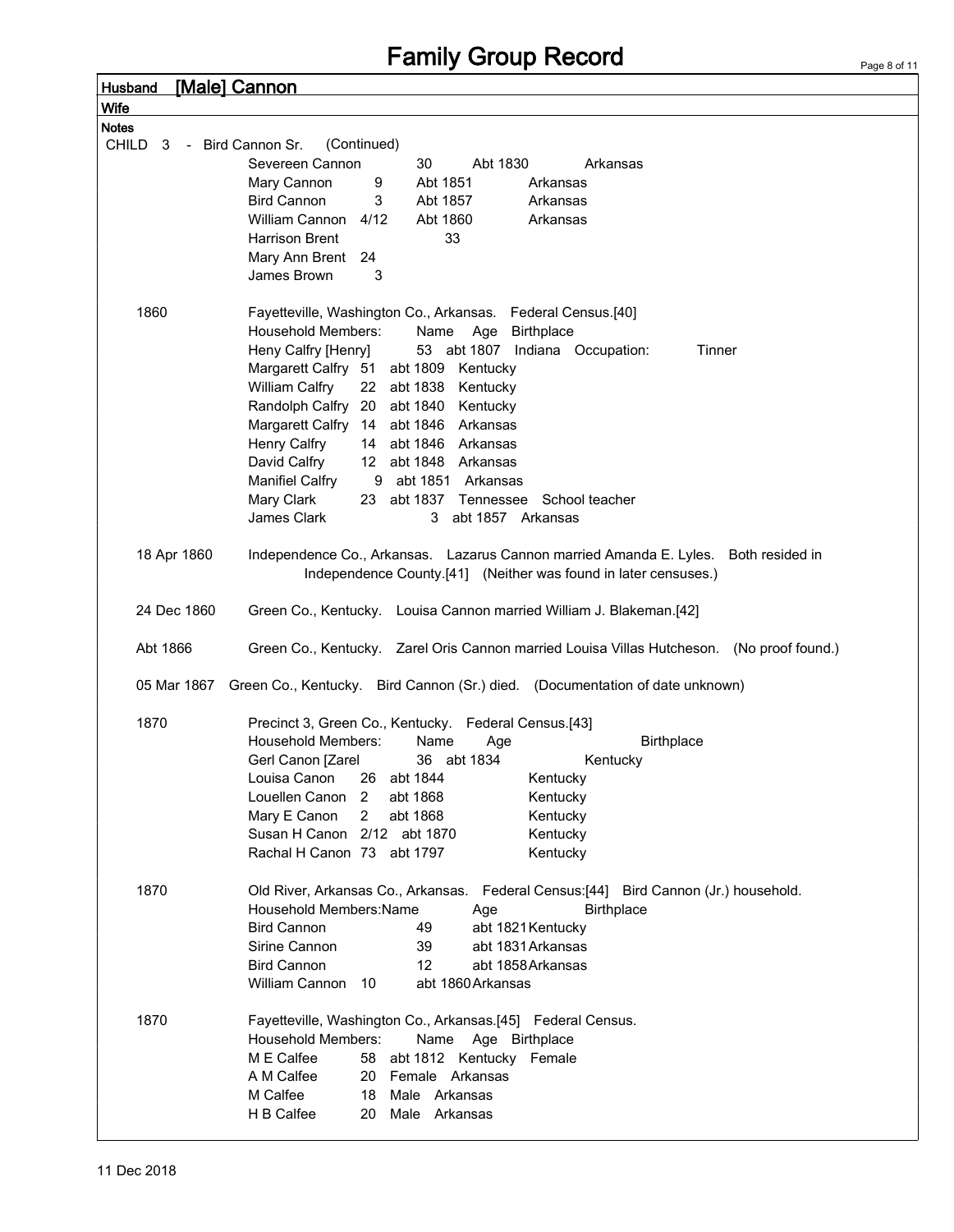# Family Group Record

**Husband** [Male] Cannon

**Wife**

**Notes**

CHILD 3 - Bird Cannon Sr. (Continued)

| | | | |
|---|---|---|---|
| Severeen Cannon | 30 | Abt 1830 | Arkansas |
| Mary Cannon | 9 | Abt 1851 | Arkansas |
| Bird Cannon | 3 | Abt 1857 | Arkansas |
| William Cannon | 4/12 | Abt 1860 | Arkansas |
| Harrison Brent | 33 | | |
| Mary Ann Brent | 24 | | |
| James Brown | 3 | | |

**1860** — Fayetteville, Washington Co., Arkansas. Federal Census.[40]

Household Members:

| Name | Age | | Birthplace | |
|---|---|---|---|---|
| Heny Calfry [Henry] | 53 | abt 1807 | Indiana | Occupation: Tinner |
| Margarett Calfry | 51 | abt 1809 | Kentucky | |
| William Calfry | 22 | abt 1838 | Kentucky | |
| Randolph Calfry | 20 | abt 1840 | Kentucky | |
| Margarett Calfry | 14 | abt 1846 | Arkansas | |
| Henry Calfry | 14 | abt 1846 | Arkansas | |
| David Calfry | 12 | abt 1848 | Arkansas | |
| Manifiel Calfry | 9 | abt 1851 | Arkansas | |
| Mary Clark | 23 | abt 1837 | Tennessee | School teacher |
| James Clark | 3 | abt 1857 | Arkansas | |

**18 Apr 1860** — Independence Co., Arkansas. Lazarus Cannon married Amanda E. Lyles. Both resided in Independence County.[41] (Neither was found in later censuses.)

**24 Dec 1860** — Green Co., Kentucky. Louisa Cannon married William J. Blakeman.[42]

**Abt 1866** — Green Co., Kentucky. Zarel Oris Cannon married Louisa Villas Hutcheson. (No proof found.)

**05 Mar 1867** — Green Co., Kentucky. Bird Cannon (Sr.) died. (Documentation of date unknown)

**1870** — Precinct 3, Green Co., Kentucky. Federal Census.[43]

Household Members:

| Name | Age | | Birthplace |
|---|---|---|---|
| Gerl Canon [Zarel | 36 | abt 1834 | Kentucky |
| Louisa Canon | 26 | abt 1844 | Kentucky |
| Louellen Canon | 2 | abt 1868 | Kentucky |
| Mary E Canon | 2 | abt 1868 | Kentucky |
| Susan H Canon | 2/12 | abt 1870 | Kentucky |
| Rachal H Canon | 73 | abt 1797 | Kentucky |

**1870** — Old River, Arkansas Co., Arkansas. Federal Census:[44] Bird Cannon (Jr.) household.

Household Members:

| Name | Age | | Birthplace |
|---|---|---|---|
| Bird Cannon | 49 | abt 1821 | Kentucky |
| Sirine Cannon | 39 | abt 1831 | Arkansas |
| Bird Cannon | 12 | abt 1858 | Arkansas |
| William Cannon | 10 | abt 1860 | Arkansas |

**1870** — Fayetteville, Washington Co., Arkansas.[45] Federal Census.

Household Members:

| Name | Age | | Birthplace | |
|---|---|---|---|---|
| M E Calfee | 58 | abt 1812 | Kentucky | Female |
| A M Calfee | 20 | Female | Arkansas | |
| M Calfee | 18 | Male | Arkansas | |
| H B Calfee | 20 | Male | Arkansas | |

11 Dec 2018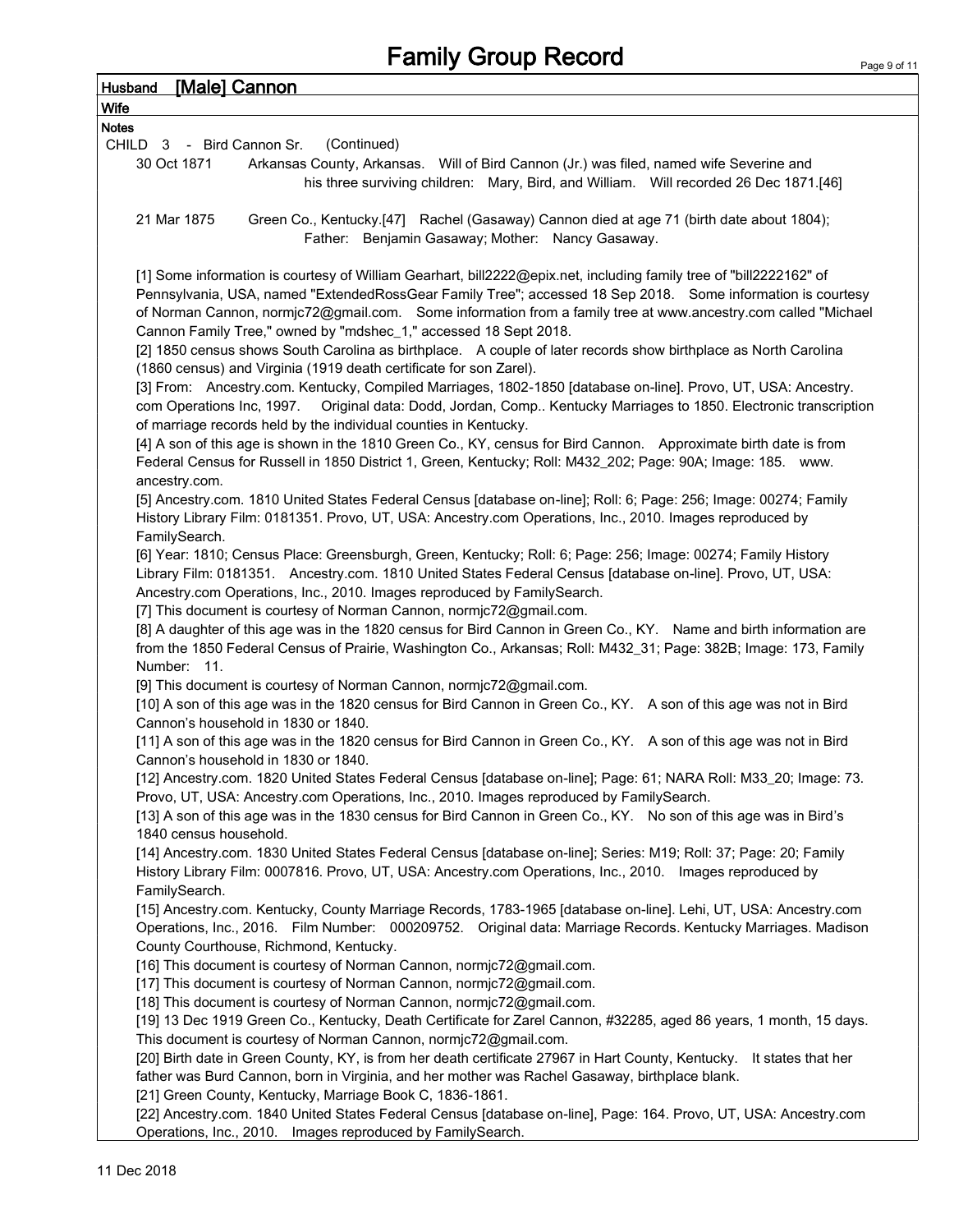# Family Group Record

**Husband** [Male] Cannon

**Wife**

**Notes**

CHILD 3 - Bird Cannon Sr. (Continued)

30 Oct 1871 Arkansas County, Arkansas. Will of Bird Cannon (Jr.) was filed, named wife Severine and his three surviving children: Mary, Bird, and William. Will recorded 26 Dec 1871.[46]

21 Mar 1875 Green Co., Kentucky.[47] Rachel (Gasaway) Cannon died at age 71 (birth date about 1804); Father: Benjamin Gasaway; Mother: Nancy Gasaway.

[1] Some information is courtesy of William Gearhart, bill2222@epix.net, including family tree of "bill2222162" of Pennsylvania, USA, named "ExtendedRossGear Family Tree"; accessed 18 Sep 2018. Some information is courtesy of Norman Cannon, normjc72@gmail.com. Some information from a family tree at www.ancestry.com called "Michael Cannon Family Tree," owned by "mdshec_1," accessed 18 Sept 2018.

[2] 1850 census shows South Carolina as birthplace. A couple of later records show birthplace as North Carolina (1860 census) and Virginia (1919 death certificate for son Zarel).

[3] From: Ancestry.com. Kentucky, Compiled Marriages, 1802-1850 [database on-line]. Provo, UT, USA: Ancestry.com Operations Inc, 1997. Original data: Dodd, Jordan, Comp.. Kentucky Marriages to 1850. Electronic transcription of marriage records held by the individual counties in Kentucky.

[4] A son of this age is shown in the 1810 Green Co., KY, census for Bird Cannon. Approximate birth date is from Federal Census for Russell in 1850 District 1, Green, Kentucky; Roll: M432_202; Page: 90A; Image: 185. www.ancestry.com.

[5] Ancestry.com. 1810 United States Federal Census [database on-line]; Roll: 6; Page: 256; Image: 00274; Family History Library Film: 0181351. Provo, UT, USA: Ancestry.com Operations, Inc., 2010. Images reproduced by FamilySearch.

[6] Year: 1810; Census Place: Greensburgh, Green, Kentucky; Roll: 6; Page: 256; Image: 00274; Family History Library Film: 0181351. Ancestry.com. 1810 United States Federal Census [database on-line]. Provo, UT, USA: Ancestry.com Operations, Inc., 2010. Images reproduced by FamilySearch.

[7] This document is courtesy of Norman Cannon, normjc72@gmail.com.

[8] A daughter of this age was in the 1820 census for Bird Cannon in Green Co., KY. Name and birth information are from the 1850 Federal Census of Prairie, Washington Co., Arkansas; Roll: M432_31; Page: 382B; Image: 173, Family Number: 11.

[9] This document is courtesy of Norman Cannon, normjc72@gmail.com.

[10] A son of this age was in the 1820 census for Bird Cannon in Green Co., KY. A son of this age was not in Bird Cannon's household in 1830 or 1840.

[11] A son of this age was in the 1820 census for Bird Cannon in Green Co., KY. A son of this age was not in Bird Cannon's household in 1830 or 1840.

[12] Ancestry.com. 1820 United States Federal Census [database on-line]; Page: 61; NARA Roll: M33_20; Image: 73. Provo, UT, USA: Ancestry.com Operations, Inc., 2010. Images reproduced by FamilySearch.

[13] A son of this age was in the 1830 census for Bird Cannon in Green Co., KY. No son of this age was in Bird's 1840 census household.

[14] Ancestry.com. 1830 United States Federal Census [database on-line]; Series: M19; Roll: 37; Page: 20; Family History Library Film: 0007816. Provo, UT, USA: Ancestry.com Operations, Inc., 2010. Images reproduced by FamilySearch.

[15] Ancestry.com. Kentucky, County Marriage Records, 1783-1965 [database on-line]. Lehi, UT, USA: Ancestry.com Operations, Inc., 2016. Film Number: 000209752. Original data: Marriage Records. Kentucky Marriages. Madison County Courthouse, Richmond, Kentucky.

[16] This document is courtesy of Norman Cannon, normjc72@gmail.com.

[17] This document is courtesy of Norman Cannon, normjc72@gmail.com.

[18] This document is courtesy of Norman Cannon, normjc72@gmail.com.

[19] 13 Dec 1919 Green Co., Kentucky, Death Certificate for Zarel Cannon, #32285, aged 86 years, 1 month, 15 days. This document is courtesy of Norman Cannon, normjc72@gmail.com.

[20] Birth date in Green County, KY, is from her death certificate 27967 in Hart County, Kentucky. It states that her father was Burd Cannon, born in Virginia, and her mother was Rachel Gasaway, birthplace blank.

[21] Green County, Kentucky, Marriage Book C, 1836-1861.

[22] Ancestry.com. 1840 United States Federal Census [database on-line], Page: 164. Provo, UT, USA: Ancestry.com Operations, Inc., 2010. Images reproduced by FamilySearch.

11 Dec 2018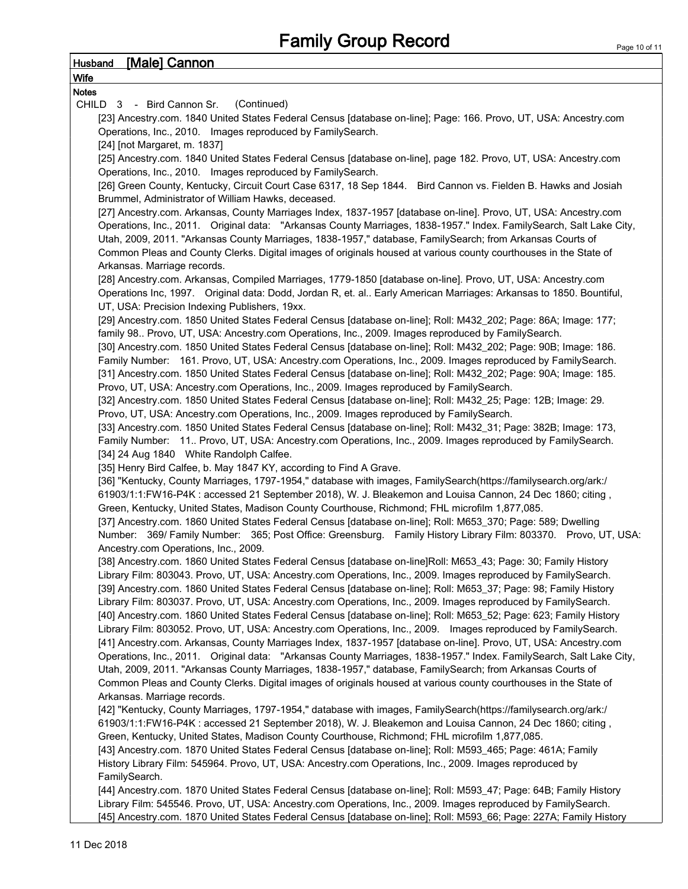# Family Group Record

**Husband** **[Male] Cannon**

**Wife**

**Notes**

CHILD 3 - Bird Cannon Sr. (Continued)

[23] Ancestry.com. 1840 United States Federal Census [database on-line]; Page: 166. Provo, UT, USA: Ancestry.com Operations, Inc., 2010. Images reproduced by FamilySearch.

[24] [not Margaret, m. 1837]

[25] Ancestry.com. 1840 United States Federal Census [database on-line], page 182. Provo, UT, USA: Ancestry.com Operations, Inc., 2010. Images reproduced by FamilySearch.

[26] Green County, Kentucky, Circuit Court Case 6317, 18 Sep 1844. Bird Cannon vs. Fielden B. Hawks and Josiah Brummel, Administrator of William Hawks, deceased.

[27] Ancestry.com. Arkansas, County Marriages Index, 1837-1957 [database on-line]. Provo, UT, USA: Ancestry.com Operations, Inc., 2011. Original data: "Arkansas County Marriages, 1838-1957." Index. FamilySearch, Salt Lake City, Utah, 2009, 2011. "Arkansas County Marriages, 1838-1957," database, FamilySearch; from Arkansas Courts of Common Pleas and County Clerks. Digital images of originals housed at various county courthouses in the State of Arkansas. Marriage records.

[28] Ancestry.com. Arkansas, Compiled Marriages, 1779-1850 [database on-line]. Provo, UT, USA: Ancestry.com Operations Inc, 1997. Original data: Dodd, Jordan R, et. al.. Early American Marriages: Arkansas to 1850. Bountiful, UT, USA: Precision Indexing Publishers, 19xx.

[29] Ancestry.com. 1850 United States Federal Census [database on-line]; Roll: M432_202; Page: 86A; Image: 177; family 98.. Provo, UT, USA: Ancestry.com Operations, Inc., 2009. Images reproduced by FamilySearch.

[30] Ancestry.com. 1850 United States Federal Census [database on-line]; Roll: M432_202; Page: 90B; Image: 186. Family Number: 161. Provo, UT, USA: Ancestry.com Operations, Inc., 2009. Images reproduced by FamilySearch.

[31] Ancestry.com. 1850 United States Federal Census [database on-line]; Roll: M432_202; Page: 90A; Image: 185. Provo, UT, USA: Ancestry.com Operations, Inc., 2009. Images reproduced by FamilySearch.

[32] Ancestry.com. 1850 United States Federal Census [database on-line]; Roll: M432_25; Page: 12B; Image: 29. Provo, UT, USA: Ancestry.com Operations, Inc., 2009. Images reproduced by FamilySearch.

[33] Ancestry.com. 1850 United States Federal Census [database on-line]; Roll: M432_31; Page: 382B; Image: 173, Family Number: 11.. Provo, UT, USA: Ancestry.com Operations, Inc., 2009. Images reproduced by FamilySearch.

[34] 24 Aug 1840 White Randolph Calfee.

[35] Henry Bird Calfee, b. May 1847 KY, according to Find A Grave.

[36] "Kentucky, County Marriages, 1797-1954," database with images, FamilySearch(https://familysearch.org/ark:/61903/1:1:FW16-P4K : accessed 21 September 2018), W. J. Bleakemon and Louisa Cannon, 24 Dec 1860; citing , Green, Kentucky, United States, Madison County Courthouse, Richmond; FHL microfilm 1,877,085.

[37] Ancestry.com. 1860 United States Federal Census [database on-line]; Roll: M653_370; Page: 589; Dwelling Number: 369/ Family Number: 365; Post Office: Greensburg. Family History Library Film: 803370. Provo, UT, USA: Ancestry.com Operations, Inc., 2009.

[38] Ancestry.com. 1860 United States Federal Census [database on-line]Roll: M653_43; Page: 30; Family History Library Film: 803043. Provo, UT, USA: Ancestry.com Operations, Inc., 2009. Images reproduced by FamilySearch.

[39] Ancestry.com. 1860 United States Federal Census [database on-line]; Roll: M653_37; Page: 98; Family History Library Film: 803037. Provo, UT, USA: Ancestry.com Operations, Inc., 2009. Images reproduced by FamilySearch.

[40] Ancestry.com. 1860 United States Federal Census [database on-line]; Roll: M653_52; Page: 623; Family History Library Film: 803052. Provo, UT, USA: Ancestry.com Operations, Inc., 2009. Images reproduced by FamilySearch.

[41] Ancestry.com. Arkansas, County Marriages Index, 1837-1957 [database on-line]. Provo, UT, USA: Ancestry.com Operations, Inc., 2011. Original data: "Arkansas County Marriages, 1838-1957." Index. FamilySearch, Salt Lake City, Utah, 2009, 2011. "Arkansas County Marriages, 1838-1957," database, FamilySearch; from Arkansas Courts of Common Pleas and County Clerks. Digital images of originals housed at various county courthouses in the State of Arkansas. Marriage records.

[42] "Kentucky, County Marriages, 1797-1954," database with images, FamilySearch(https://familysearch.org/ark:/61903/1:1:FW16-P4K : accessed 21 September 2018), W. J. Bleakemon and Louisa Cannon, 24 Dec 1860; citing , Green, Kentucky, United States, Madison County Courthouse, Richmond; FHL microfilm 1,877,085.

[43] Ancestry.com. 1870 United States Federal Census [database on-line]; Roll: M593_465; Page: 461A; Family History Library Film: 545964. Provo, UT, USA: Ancestry.com Operations, Inc., 2009. Images reproduced by FamilySearch.

[44] Ancestry.com. 1870 United States Federal Census [database on-line]; Roll: M593_47; Page: 64B; Family History Library Film: 545546. Provo, UT, USA: Ancestry.com Operations, Inc., 2009. Images reproduced by FamilySearch.

[45] Ancestry.com. 1870 United States Federal Census [database on-line]; Roll: M593_66; Page: 227A; Family History

11 Dec 2018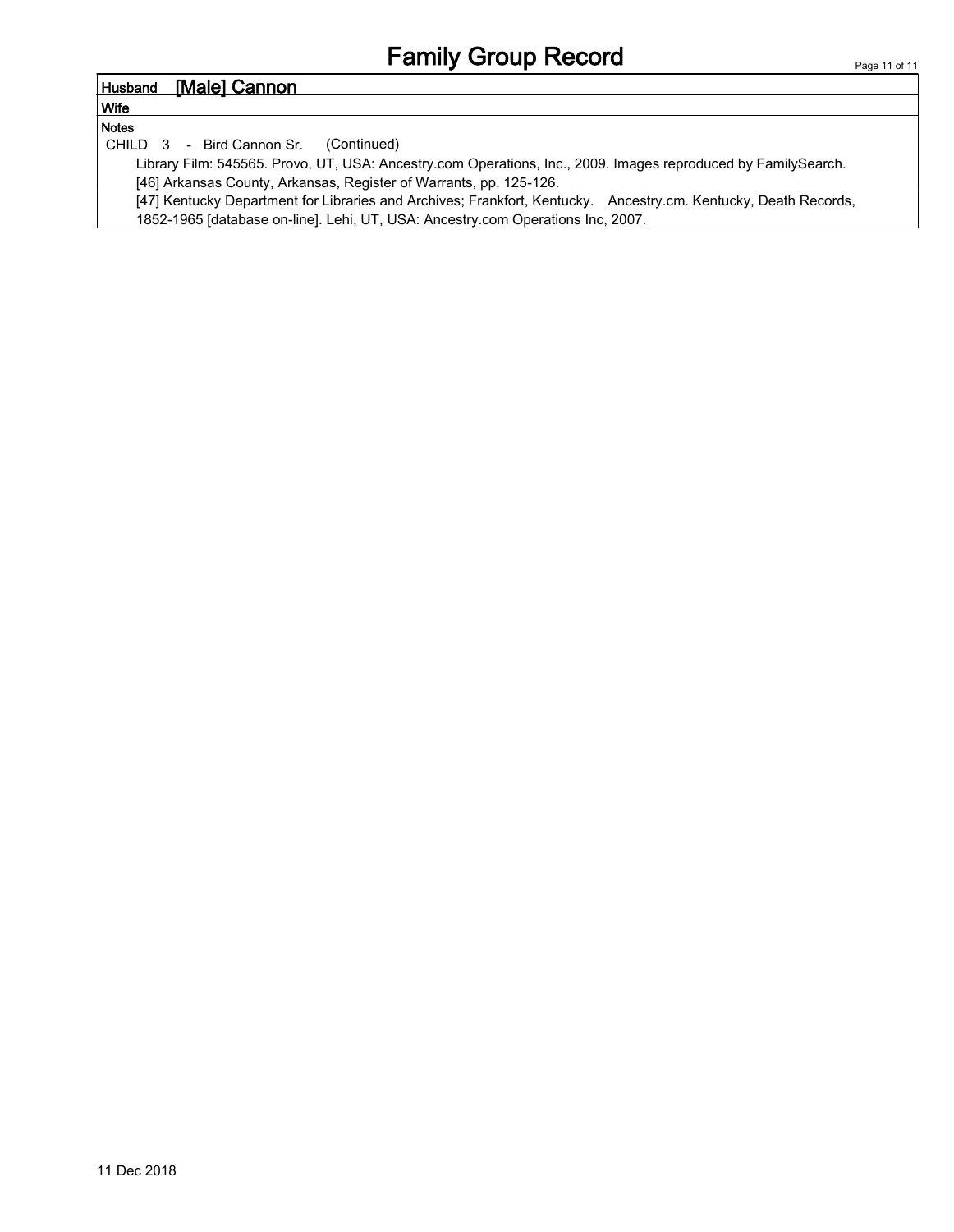# Family Group Record

**Husband** **[Male] Cannon**

**Wife**

**Notes**

CHILD 3 - Bird Cannon Sr. (Continued)

Library Film: 545565. Provo, UT, USA: Ancestry.com Operations, Inc., 2009. Images reproduced by FamilySearch.

[46] Arkansas County, Arkansas, Register of Warrants, pp. 125-126.

[47] Kentucky Department for Libraries and Archives; Frankfort, Kentucky. Ancestry.cm. Kentucky, Death Records, 1852-1965 [database on-line]. Lehi, UT, USA: Ancestry.com Operations Inc, 2007.